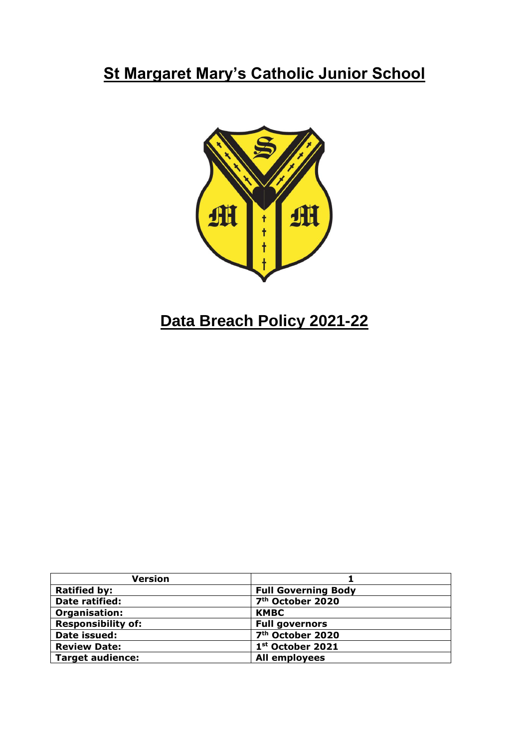# St Margaret Mary's Catholic Junior School

# Data Breach Policy 2021-22

| Version | 1 |
|---|---|
| **Ratified by:** | **Full Governing Body** |
| **Date ratified:** | **7th October 2020** |
| **Organisation:** | **KMBC** |
| **Responsibility of:** | **Full governors** |
| **Date issued:** | **7th October 2020** |
| **Review Date:** | **1st October 2021** |
| **Target audience:** | **All employees** |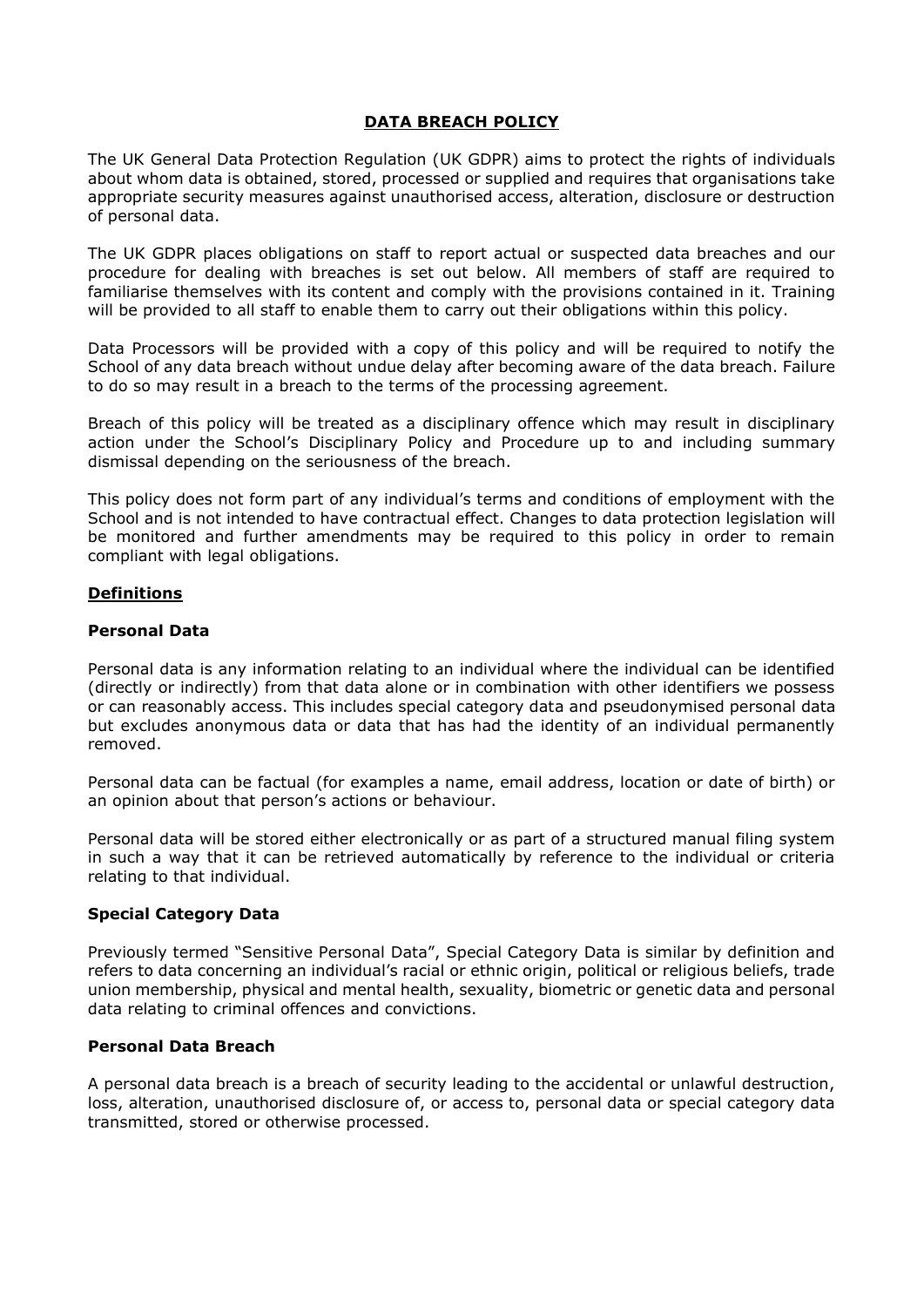# DATA BREACH POLICY

The UK General Data Protection Regulation (UK GDPR) aims to protect the rights of individuals about whom data is obtained, stored, processed or supplied and requires that organisations take appropriate security measures against unauthorised access, alteration, disclosure or destruction of personal data.

The UK GDPR places obligations on staff to report actual or suspected data breaches and our procedure for dealing with breaches is set out below. All members of staff are required to familiarise themselves with its content and comply with the provisions contained in it. Training will be provided to all staff to enable them to carry out their obligations within this policy.

Data Processors will be provided with a copy of this policy and will be required to notify the School of any data breach without undue delay after becoming aware of the data breach. Failure to do so may result in a breach to the terms of the processing agreement.

Breach of this policy will be treated as a disciplinary offence which may result in disciplinary action under the School's Disciplinary Policy and Procedure up to and including summary dismissal depending on the seriousness of the breach.

This policy does not form part of any individual's terms and conditions of employment with the School and is not intended to have contractual effect. Changes to data protection legislation will be monitored and further amendments may be required to this policy in order to remain compliant with legal obligations.

## Definitions

### Personal Data

Personal data is any information relating to an individual where the individual can be identified (directly or indirectly) from that data alone or in combination with other identifiers we possess or can reasonably access. This includes special category data and pseudonymised personal data but excludes anonymous data or data that has had the identity of an individual permanently removed.

Personal data can be factual (for examples a name, email address, location or date of birth) or an opinion about that person's actions or behaviour.

Personal data will be stored either electronically or as part of a structured manual filing system in such a way that it can be retrieved automatically by reference to the individual or criteria relating to that individual.

### Special Category Data

Previously termed "Sensitive Personal Data", Special Category Data is similar by definition and refers to data concerning an individual's racial or ethnic origin, political or religious beliefs, trade union membership, physical and mental health, sexuality, biometric or genetic data and personal data relating to criminal offences and convictions.

### Personal Data Breach

A personal data breach is a breach of security leading to the accidental or unlawful destruction, loss, alteration, unauthorised disclosure of, or access to, personal data or special category data transmitted, stored or otherwise processed.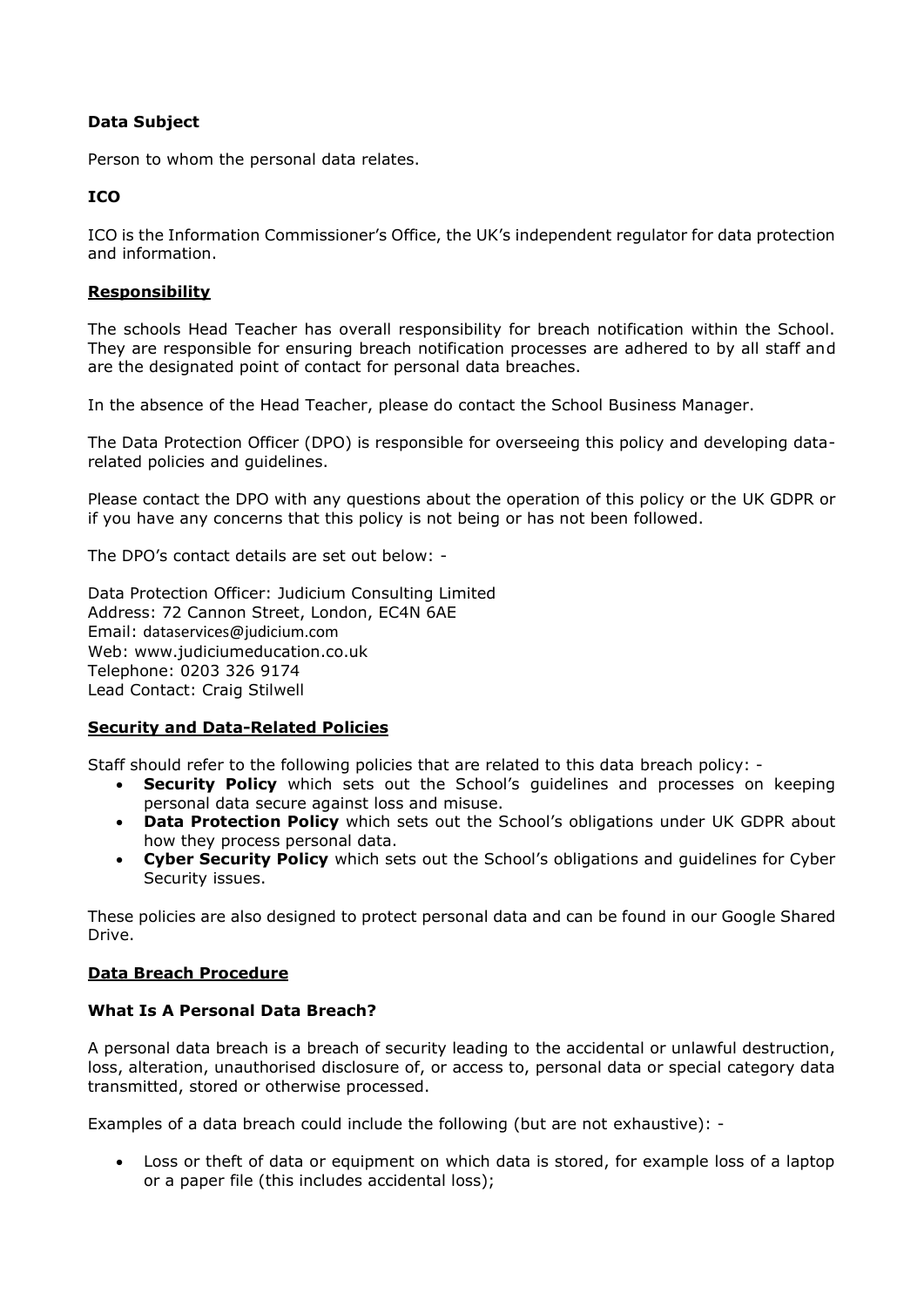**Data Subject**

Person to whom the personal data relates.

**ICO**

ICO is the Information Commissioner's Office, the UK's independent regulator for data protection and information.

## Responsibility

The schools Head Teacher has overall responsibility for breach notification within the School. They are responsible for ensuring breach notification processes are adhered to by all staff and are the designated point of contact for personal data breaches.

In the absence of the Head Teacher, please do contact the School Business Manager.

The Data Protection Officer (DPO) is responsible for overseeing this policy and developing data-related policies and guidelines.

Please contact the DPO with any questions about the operation of this policy or the UK GDPR or if you have any concerns that this policy is not being or has not been followed.

The DPO's contact details are set out below: -

Data Protection Officer: Judicium Consulting Limited
Address: 72 Cannon Street, London, EC4N 6AE
Email: dataservices@judicium.com
Web: www.judiciumeducation.co.uk
Telephone: 0203 326 9174
Lead Contact: Craig Stilwell

## Security and Data-Related Policies

Staff should refer to the following policies that are related to this data breach policy: -

- **Security Policy** which sets out the School's guidelines and processes on keeping personal data secure against loss and misuse.
- **Data Protection Policy** which sets out the School's obligations under UK GDPR about how they process personal data.
- **Cyber Security Policy** which sets out the School's obligations and guidelines for Cyber Security issues.

These policies are also designed to protect personal data and can be found in our Google Shared Drive.

## Data Breach Procedure

### What Is A Personal Data Breach?

A personal data breach is a breach of security leading to the accidental or unlawful destruction, loss, alteration, unauthorised disclosure of, or access to, personal data or special category data transmitted, stored or otherwise processed.

Examples of a data breach could include the following (but are not exhaustive): -

- Loss or theft of data or equipment on which data is stored, for example loss of a laptop or a paper file (this includes accidental loss);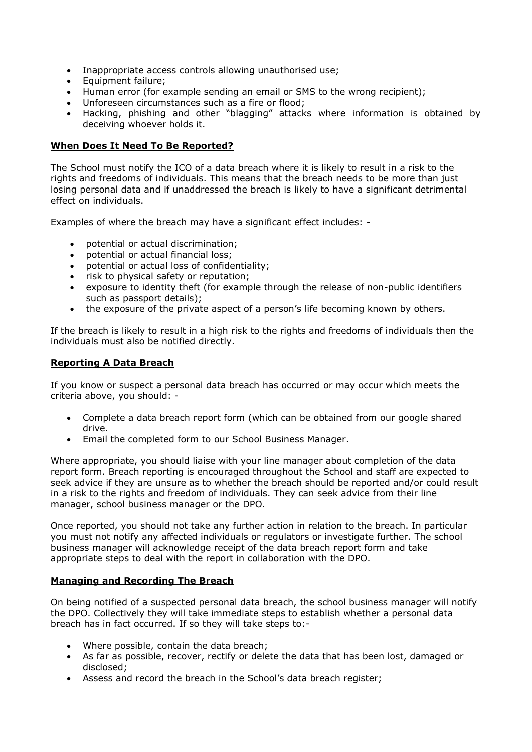- Inappropriate access controls allowing unauthorised use;
- Equipment failure;
- Human error (for example sending an email or SMS to the wrong recipient);
- Unforeseen circumstances such as a fire or flood;
- Hacking, phishing and other "blagging" attacks where information is obtained by deceiving whoever holds it.

## When Does It Need To Be Reported?

The School must notify the ICO of a data breach where it is likely to result in a risk to the rights and freedoms of individuals. This means that the breach needs to be more than just losing personal data and if unaddressed the breach is likely to have a significant detrimental effect on individuals.

Examples of where the breach may have a significant effect includes: -

- potential or actual discrimination;
- potential or actual financial loss;
- potential or actual loss of confidentiality;
- risk to physical safety or reputation;
- exposure to identity theft (for example through the release of non-public identifiers such as passport details);
- the exposure of the private aspect of a person's life becoming known by others.

If the breach is likely to result in a high risk to the rights and freedoms of individuals then the individuals must also be notified directly.

## Reporting A Data Breach

If you know or suspect a personal data breach has occurred or may occur which meets the criteria above, you should: -

- Complete a data breach report form (which can be obtained from our google shared drive.
- Email the completed form to our School Business Manager.

Where appropriate, you should liaise with your line manager about completion of the data report form. Breach reporting is encouraged throughout the School and staff are expected to seek advice if they are unsure as to whether the breach should be reported and/or could result in a risk to the rights and freedom of individuals. They can seek advice from their line manager, school business manager or the DPO.

Once reported, you should not take any further action in relation to the breach. In particular you must not notify any affected individuals or regulators or investigate further. The school business manager will acknowledge receipt of the data breach report form and take appropriate steps to deal with the report in collaboration with the DPO.

## Managing and Recording The Breach

On being notified of a suspected personal data breach, the school business manager will notify the DPO. Collectively they will take immediate steps to establish whether a personal data breach has in fact occurred. If so they will take steps to:-

- Where possible, contain the data breach;
- As far as possible, recover, rectify or delete the data that has been lost, damaged or disclosed;
- Assess and record the breach in the School's data breach register;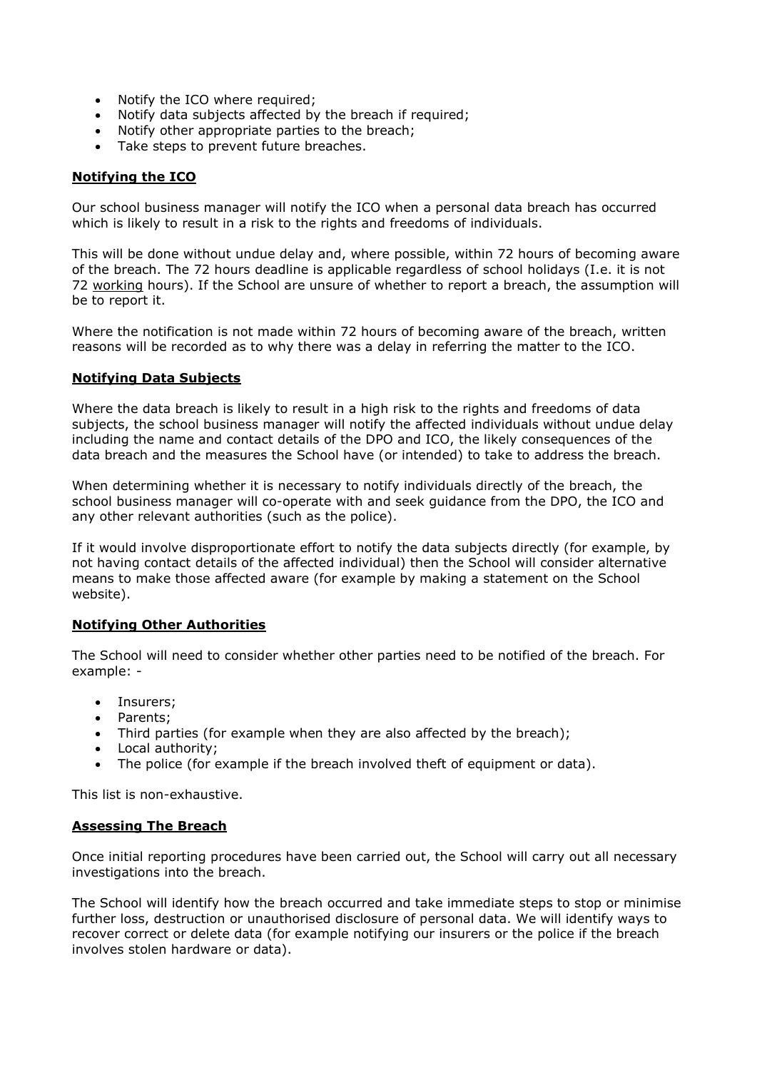- Notify the ICO where required;
- Notify data subjects affected by the breach if required;
- Notify other appropriate parties to the breach;
- Take steps to prevent future breaches.

**Notifying the ICO**

Our school business manager will notify the ICO when a personal data breach has occurred which is likely to result in a risk to the rights and freedoms of individuals.

This will be done without undue delay and, where possible, within 72 hours of becoming aware of the breach. The 72 hours deadline is applicable regardless of school holidays (I.e. it is not 72 working hours). If the School are unsure of whether to report a breach, the assumption will be to report it.

Where the notification is not made within 72 hours of becoming aware of the breach, written reasons will be recorded as to why there was a delay in referring the matter to the ICO.

**Notifying Data Subjects**

Where the data breach is likely to result in a high risk to the rights and freedoms of data subjects, the school business manager will notify the affected individuals without undue delay including the name and contact details of the DPO and ICO, the likely consequences of the data breach and the measures the School have (or intended) to take to address the breach.

When determining whether it is necessary to notify individuals directly of the breach, the school business manager will co-operate with and seek guidance from the DPO, the ICO and any other relevant authorities (such as the police).

If it would involve disproportionate effort to notify the data subjects directly (for example, by not having contact details of the affected individual) then the School will consider alternative means to make those affected aware (for example by making a statement on the School website).

**Notifying Other Authorities**

The School will need to consider whether other parties need to be notified of the breach. For example: -

- Insurers;
- Parents;
- Third parties (for example when they are also affected by the breach);
- Local authority;
- The police (for example if the breach involved theft of equipment or data).

This list is non-exhaustive.

**Assessing The Breach**

Once initial reporting procedures have been carried out, the School will carry out all necessary investigations into the breach.

The School will identify how the breach occurred and take immediate steps to stop or minimise further loss, destruction or unauthorised disclosure of personal data. We will identify ways to recover correct or delete data (for example notifying our insurers or the police if the breach involves stolen hardware or data).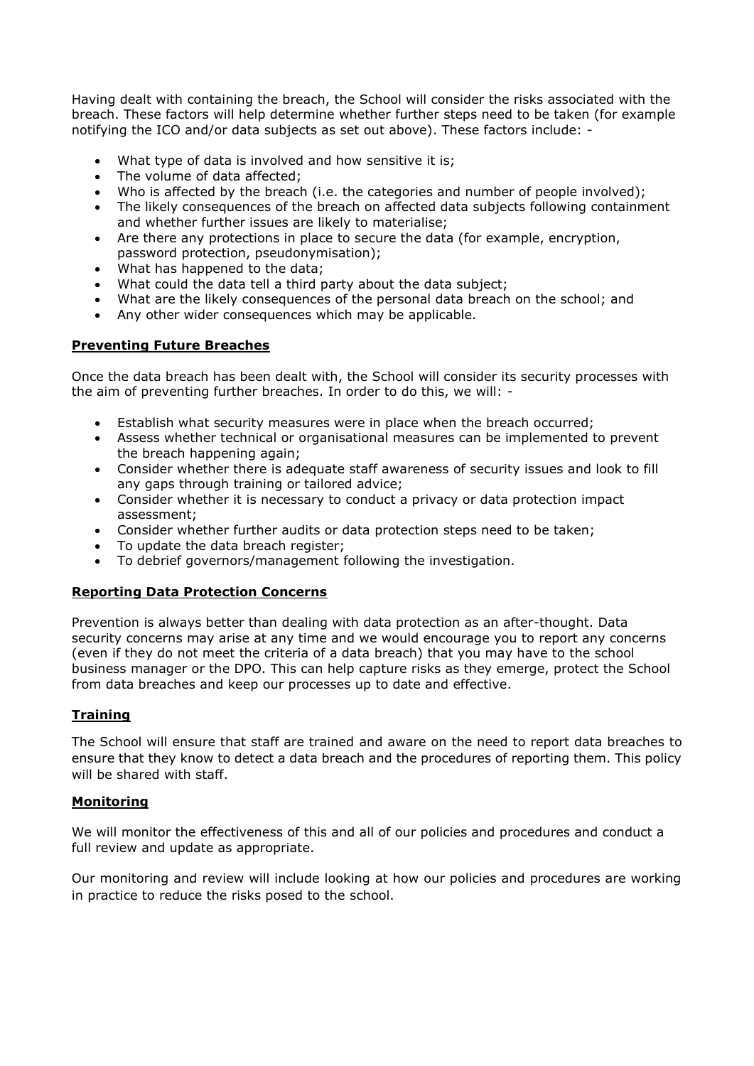Having dealt with containing the breach, the School will consider the risks associated with the breach. These factors will help determine whether further steps need to be taken (for example notifying the ICO and/or data subjects as set out above). These factors include: -

- What type of data is involved and how sensitive it is;
- The volume of data affected;
- Who is affected by the breach (i.e. the categories and number of people involved);
- The likely consequences of the breach on affected data subjects following containment and whether further issues are likely to materialise;
- Are there any protections in place to secure the data (for example, encryption, password protection, pseudonymisation);
- What has happened to the data;
- What could the data tell a third party about the data subject;
- What are the likely consequences of the personal data breach on the school; and
- Any other wider consequences which may be applicable.

## Preventing Future Breaches

Once the data breach has been dealt with, the School will consider its security processes with the aim of preventing further breaches. In order to do this, we will: -

- Establish what security measures were in place when the breach occurred;
- Assess whether technical or organisational measures can be implemented to prevent the breach happening again;
- Consider whether there is adequate staff awareness of security issues and look to fill any gaps through training or tailored advice;
- Consider whether it is necessary to conduct a privacy or data protection impact assessment;
- Consider whether further audits or data protection steps need to be taken;
- To update the data breach register;
- To debrief governors/management following the investigation.

## Reporting Data Protection Concerns

Prevention is always better than dealing with data protection as an after-thought. Data security concerns may arise at any time and we would encourage you to report any concerns (even if they do not meet the criteria of a data breach) that you may have to the school business manager or the DPO. This can help capture risks as they emerge, protect the School from data breaches and keep our processes up to date and effective.

## Training

The School will ensure that staff are trained and aware on the need to report data breaches to ensure that they know to detect a data breach and the procedures of reporting them. This policy will be shared with staff.

## Monitoring

We will monitor the effectiveness of this and all of our policies and procedures and conduct a full review and update as appropriate.

Our monitoring and review will include looking at how our policies and procedures are working in practice to reduce the risks posed to the school.